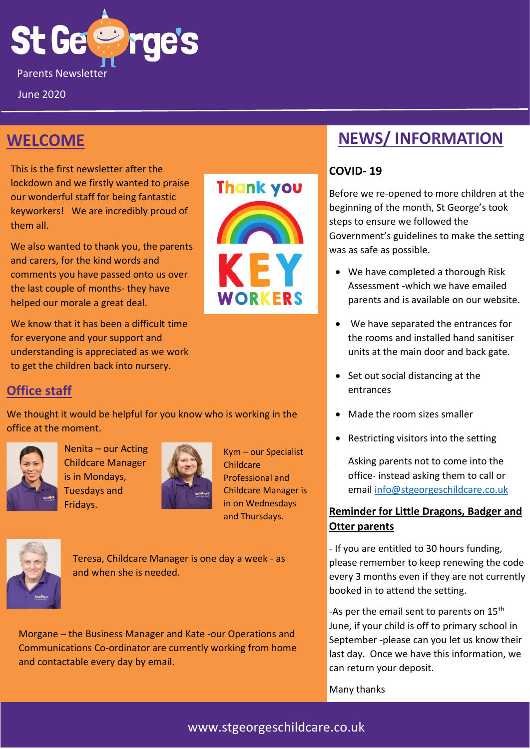# St George's

Parents Newsletter

June 2020

## WELCOME

This is the first newsletter after the lockdown and we firstly wanted to praise our wonderful staff for being fantastic keyworkers! We are incredibly proud of them all.

Thank you KEY WORKERS

We also wanted to thank you, the parents and carers, for the kind words and comments you have passed onto us over the last couple of months- they have helped our morale a great deal.

We know that it has been a difficult time for everyone and your support and understanding is appreciated as we work to get the children back into nursery.

### Office staff

We thought it would be helpful for you know who is working in the office at the moment.

Nenita – our Acting Childcare Manager is in Mondays, Tuesdays and Fridays.

Kym – our Specialist Childcare Professional and Childcare Manager is in on Wednesdays and Thursdays.

Teresa, Childcare Manager is one day a week - as and when she is needed.

Morgane – the Business Manager and Kate -our Operations and Communications Co-ordinator are currently working from home and contactable every day by email.

## NEWS/ INFORMATION

### COVID- 19

Before we re-opened to more children at the beginning of the month, St George's took steps to ensure we followed the Government's guidelines to make the setting was as safe as possible.

- We have completed a thorough Risk Assessment -which we have emailed parents and is available on our website.
- We have separated the entrances for the rooms and installed hand sanitiser units at the main door and back gate.
- Set out social distancing at the entrances
- Made the room sizes smaller
- Restricting visitors into the setting
- Asking parents not to come into the office- instead asking them to call or email info@stgeorgeschildcare.co.uk

### Reminder for Little Dragons, Badger and Otter parents

- If you are entitled to 30 hours funding, please remember to keep renewing the code every 3 months even if they are not currently booked in to attend the setting.

-As per the email sent to parents on 15th June, if your child is off to primary school in September -please can you let us know their last day. Once we have this information, we can return your deposit.

Many thanks

www.stgeorgeschildcare.co.uk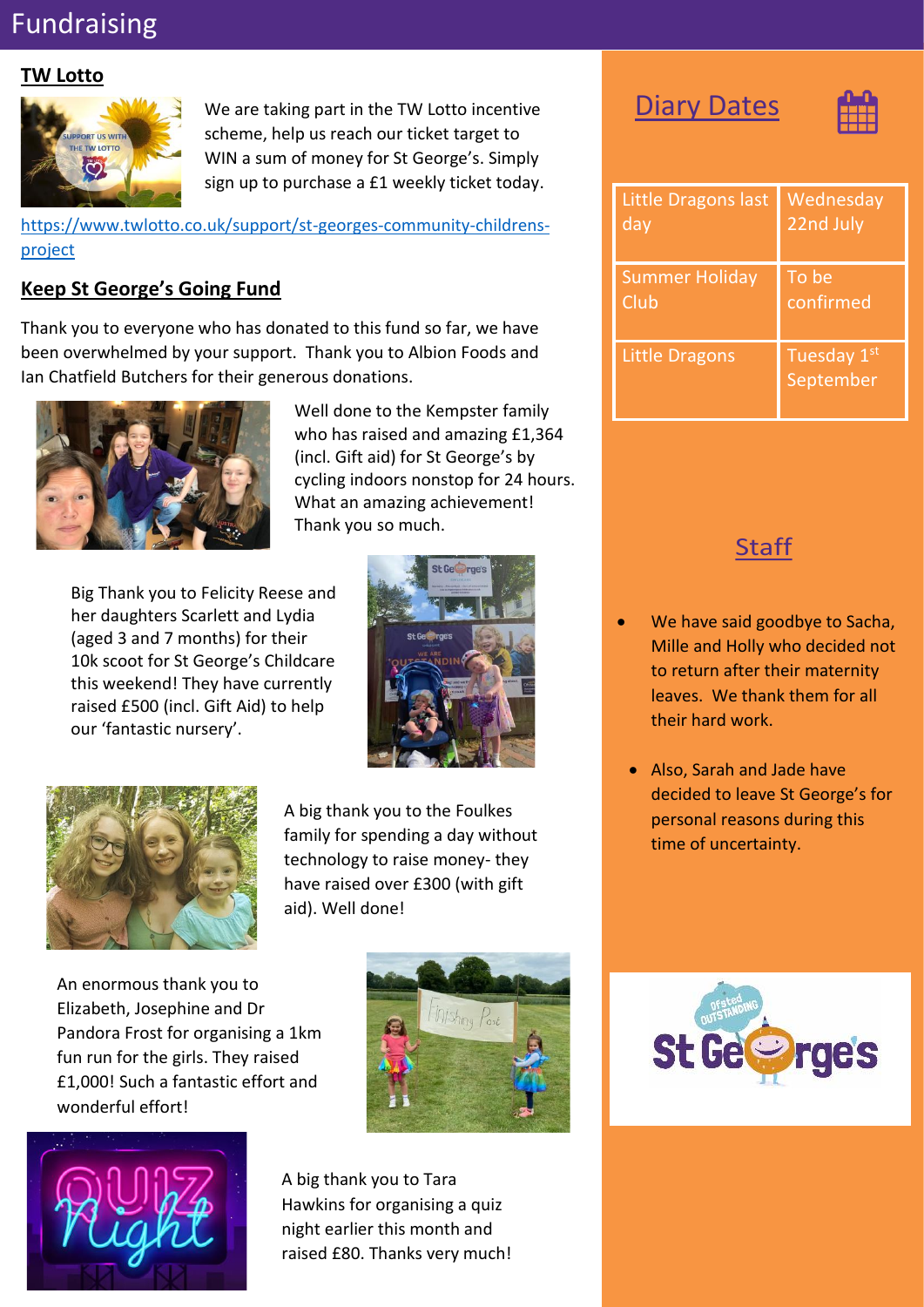# Fundraising

## TW Lotto

We are taking part in the TW Lotto incentive scheme, help us reach our ticket target to WIN a sum of money for St George's. Simply sign up to purchase a £1 weekly ticket today.

https://www.twlotto.co.uk/support/st-georges-community-childrens-project

## Keep St George's Going Fund

Thank you to everyone who has donated to this fund so far, we have been overwhelmed by your support. Thank you to Albion Foods and Ian Chatfield Butchers for their generous donations.

Well done to the Kempster family who has raised and amazing £1,364 (incl. Gift aid) for St George's by cycling indoors nonstop for 24 hours. What an amazing achievement! Thank you so much.

Big Thank you to Felicity Reese and her daughters Scarlett and Lydia (aged 3 and 7 months) for their 10k scoot for St George's Childcare this weekend! They have currently raised £500 (incl. Gift Aid) to help our 'fantastic nursery'.

A big thank you to the Foulkes family for spending a day without technology to raise money- they have raised over £300 (with gift aid). Well done!

An enormous thank you to Elizabeth, Josephine and Dr Pandora Frost for organising a 1km fun run for the girls. They raised £1,000! Such a fantastic effort and wonderful effort!

A big thank you to Tara Hawkins for organising a quiz night earlier this month and raised £80. Thanks very much!

## Diary Dates

| Event | Date |
| --- | --- |
| Little Dragons last day | Wednesday 22nd July |
| Summer Holiday Club | To be confirmed |
| Little Dragons | Tuesday 1st September |

## Staff

- We have said goodbye to Sacha, Mille and Holly who decided not to return after their maternity leaves. We thank them for all their hard work.
- Also, Sarah and Jade have decided to leave St George's for personal reasons during this time of uncertainty.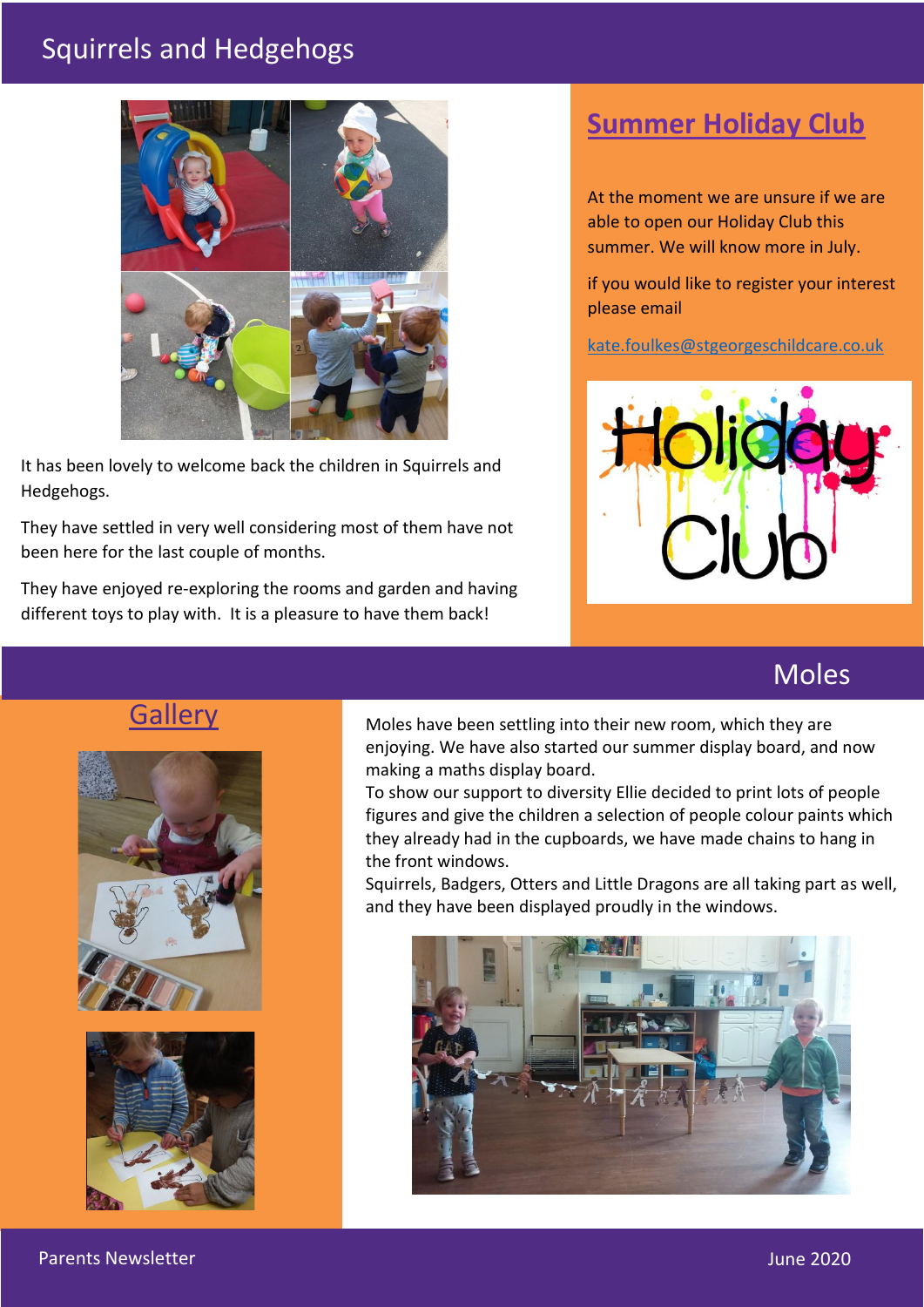# Squirrels and Hedgehogs

It has been lovely to welcome back the children in Squirrels and Hedgehogs.

They have settled in very well considering most of them have not been here for the last couple of months.

They have enjoyed re-exploring the rooms and garden and having different toys to play with. It is a pleasure to have them back!

## Summer Holiday Club

At the moment we are unsure if we are able to open our Holiday Club this summer. We will know more in July.

if you would like to register your interest please email

kate.foulkes@stgeorgeschildcare.co.uk

# Moles

Moles have been settling into their new room, which they are enjoying. We have also started our summer display board, and now making a maths display board.

To show our support to diversity Ellie decided to print lots of people figures and give the children a selection of people colour paints which they already had in the cupboards, we have made chains to hang in the front windows.

Squirrels, Badgers, Otters and Little Dragons are all taking part as well, and they have been displayed proudly in the windows.

## Gallery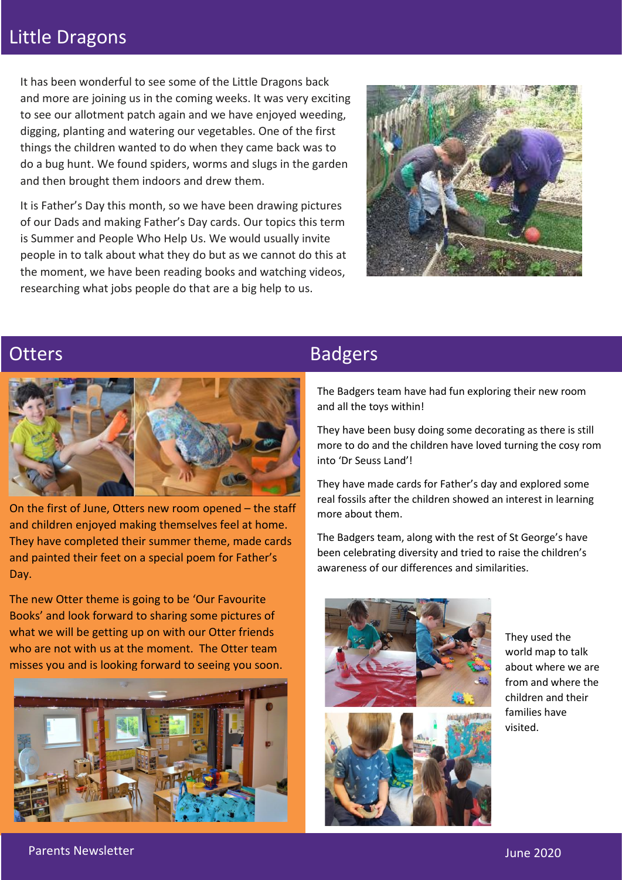## Little Dragons

It has been wonderful to see some of the Little Dragons back and more are joining us in the coming weeks. It was very exciting to see our allotment patch again and we have enjoyed weeding, digging, planting and watering our vegetables. One of the first things the children wanted to do when they came back was to do a bug hunt. We found spiders, worms and slugs in the garden and then brought them indoors and drew them.

It is Father's Day this month, so we have been drawing pictures of our Dads and making Father's Day cards. Our topics this term is Summer and People Who Help Us. We would usually invite people in to talk about what they do but as we cannot do this at the moment, we have been reading books and watching videos, researching what jobs people do that are a big help to us.

## Otters

On the first of June, Otters new room opened – the staff and children enjoyed making themselves feel at home. They have completed their summer theme, made cards and painted their feet on a special poem for Father's Day.

The new Otter theme is going to be 'Our Favourite Books' and look forward to sharing some pictures of what we will be getting up on with our Otter friends who are not with us at the moment. The Otter team misses you and is looking forward to seeing you soon.

## Badgers

The Badgers team have had fun exploring their new room and all the toys within!

They have been busy doing some decorating as there is still more to do and the children have loved turning the cosy rom into 'Dr Seuss Land'!

They have made cards for Father's day and explored some real fossils after the children showed an interest in learning more about them.

The Badgers team, along with the rest of St George's have been celebrating diversity and tried to raise the children's awareness of our differences and similarities.

They used the world map to talk about where we are from and where the children and their families have visited.